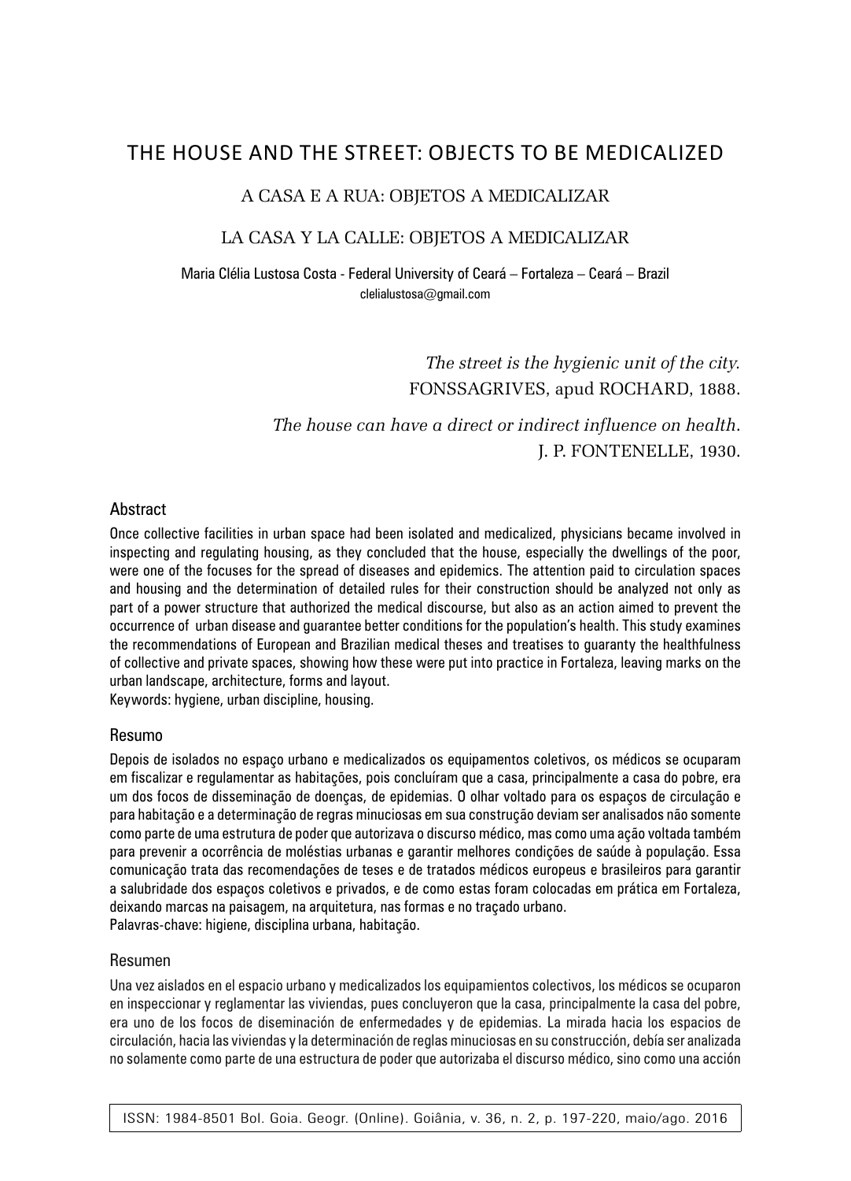# THE HOUSE AND THE STREET: OBJECTS TO BE MEDICALIZED

## A CASA E A RUA: OBJETOS A MEDICALIZAR

## LA CASA Y LA CALLE: OBJETOS A MEDICALIZAR

Maria Clélia Lustosa Costa - Federal University of Ceará – Fortaleza – Ceará – Brazil
clelialustosa@gmail.com

*The street is the hygienic unit of the city.*
FONSSAGRIVES, apud ROCHARD, 1888.

*The house can have a direct or indirect influence on health.*
J. P. FONTENELLE, 1930.

### Abstract

Once collective facilities in urban space had been isolated and medicalized, physicians became involved in inspecting and regulating housing, as they concluded that the house, especially the dwellings of the poor, were one of the focuses for the spread of diseases and epidemics. The attention paid to circulation spaces and housing and the determination of detailed rules for their construction should be analyzed not only as part of a power structure that authorized the medical discourse, but also as an action aimed to prevent the occurrence of urban disease and guarantee better conditions for the population's health. This study examines the recommendations of European and Brazilian medical theses and treatises to guaranty the healthfulness of collective and private spaces, showing how these were put into practice in Fortaleza, leaving marks on the urban landscape, architecture, forms and layout.
Keywords: hygiene, urban discipline, housing.

### Resumo

Depois de isolados no espaço urbano e medicalizados os equipamentos coletivos, os médicos se ocuparam em fiscalizar e regulamentar as habitações, pois concluíram que a casa, principalmente a casa do pobre, era um dos focos de disseminação de doenças, de epidemias. O olhar voltado para os espaços de circulação e para habitação e a determinação de regras minuciosas em sua construção deviam ser analisados não somente como parte de uma estrutura de poder que autorizava o discurso médico, mas como uma ação voltada também para prevenir a ocorrência de moléstias urbanas e garantir melhores condições de saúde à população. Essa comunicação trata das recomendações de teses e de tratados médicos europeus e brasileiros para garantir a salubridade dos espaços coletivos e privados, e de como estas foram colocadas em prática em Fortaleza, deixando marcas na paisagem, na arquitetura, nas formas e no traçado urbano.
Palavras-chave: higiene, disciplina urbana, habitação.

### Resumen

Una vez aislados en el espacio urbano y medicalizados los equipamientos colectivos, los médicos se ocuparon en inspeccionar y reglamentar las viviendas, pues concluyeron que la casa, principalmente la casa del pobre, era uno de los focos de diseminación de enfermedades y de epidemias. La mirada hacia los espacios de circulación, hacia las viviendas y la determinación de reglas minuciosas en su construcción, debía ser analizada no solamente como parte de una estructura de poder que autorizaba el discurso médico, sino como una acción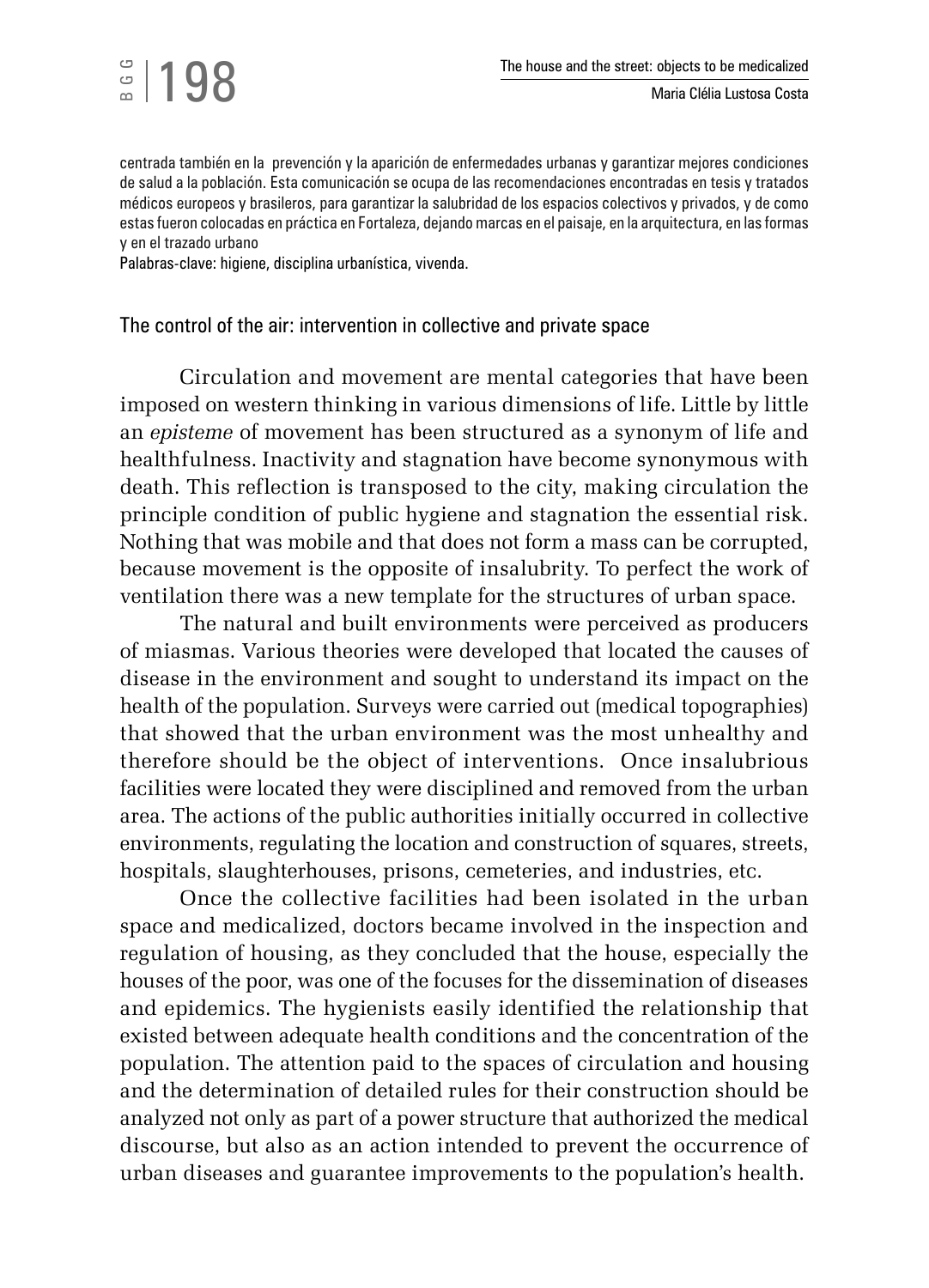centrada también en la  prevención y la aparición de enfermedades urbanas y garantizar mejores condiciones de salud a la población. Esta comunicación se ocupa de las recomendaciones encontradas en tesis y tratados médicos europeos y brasileros, para garantizar la salubridad de los espacios colectivos y privados, y de como estas fueron colocadas en práctica en Fortaleza, dejando marcas en el paisaje, en la arquitectura, en las formas y en el trazado urbano

Palabras-clave: higiene, disciplina urbanística, vivenda.

## The control of the air: intervention in collective and private space

Circulation and movement are mental categories that have been imposed on western thinking in various dimensions of life. Little by little an *episteme* of movement has been structured as a synonym of life and healthfulness. Inactivity and stagnation have become synonymous with death. This reflection is transposed to the city, making circulation the principle condition of public hygiene and stagnation the essential risk. Nothing that was mobile and that does not form a mass can be corrupted, because movement is the opposite of insalubrity. To perfect the work of ventilation there was a new template for the structures of urban space.

The natural and built environments were perceived as producers of miasmas. Various theories were developed that located the causes of disease in the environment and sought to understand its impact on the health of the population. Surveys were carried out (medical topographies) that showed that the urban environment was the most unhealthy and therefore should be the object of interventions.  Once insalubrious facilities were located they were disciplined and removed from the urban area. The actions of the public authorities initially occurred in collective environments, regulating the location and construction of squares, streets, hospitals, slaughterhouses, prisons, cemeteries, and industries, etc.

Once the collective facilities had been isolated in the urban space and medicalized, doctors became involved in the inspection and regulation of housing, as they concluded that the house, especially the houses of the poor, was one of the focuses for the dissemination of diseases and epidemics. The hygienists easily identified the relationship that existed between adequate health conditions and the concentration of the population. The attention paid to the spaces of circulation and housing and the determination of detailed rules for their construction should be analyzed not only as part of a power structure that authorized the medical discourse, but also as an action intended to prevent the occurrence of urban diseases and guarantee improvements to the population's health.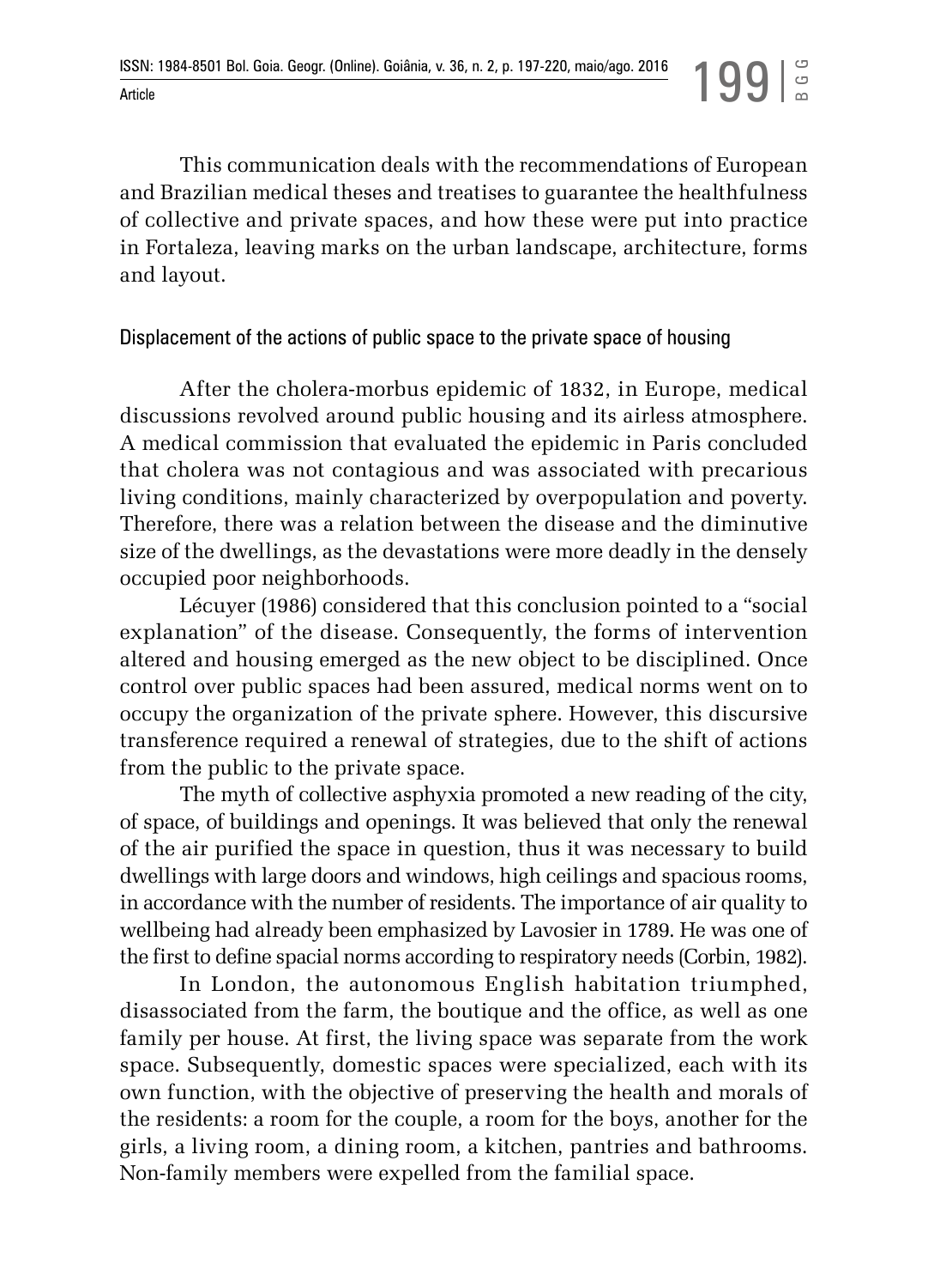This communication deals with the recommendations of European and Brazilian medical theses and treatises to guarantee the healthfulness of collective and private spaces, and how these were put into practice in Fortaleza, leaving marks on the urban landscape, architecture, forms and layout.

## Displacement of the actions of public space to the private space of housing

After the cholera-morbus epidemic of 1832, in Europe, medical discussions revolved around public housing and its airless atmosphere. A medical commission that evaluated the epidemic in Paris concluded that cholera was not contagious and was associated with precarious living conditions, mainly characterized by overpopulation and poverty. Therefore, there was a relation between the disease and the diminutive size of the dwellings, as the devastations were more deadly in the densely occupied poor neighborhoods.

Lécuyer (1986) considered that this conclusion pointed to a "social explanation" of the disease. Consequently, the forms of intervention altered and housing emerged as the new object to be disciplined. Once control over public spaces had been assured, medical norms went on to occupy the organization of the private sphere. However, this discursive transference required a renewal of strategies, due to the shift of actions from the public to the private space.

The myth of collective asphyxia promoted a new reading of the city, of space, of buildings and openings. It was believed that only the renewal of the air purified the space in question, thus it was necessary to build dwellings with large doors and windows, high ceilings and spacious rooms, in accordance with the number of residents. The importance of air quality to wellbeing had already been emphasized by Lavosier in 1789. He was one of the first to define spacial norms according to respiratory needs (Corbin, 1982).

In London, the autonomous English habitation triumphed, disassociated from the farm, the boutique and the office, as well as one family per house. At first, the living space was separate from the work space. Subsequently, domestic spaces were specialized, each with its own function, with the objective of preserving the health and morals of the residents: a room for the couple, a room for the boys, another for the girls, a living room, a dining room, a kitchen, pantries and bathrooms. Non-family members were expelled from the familial space.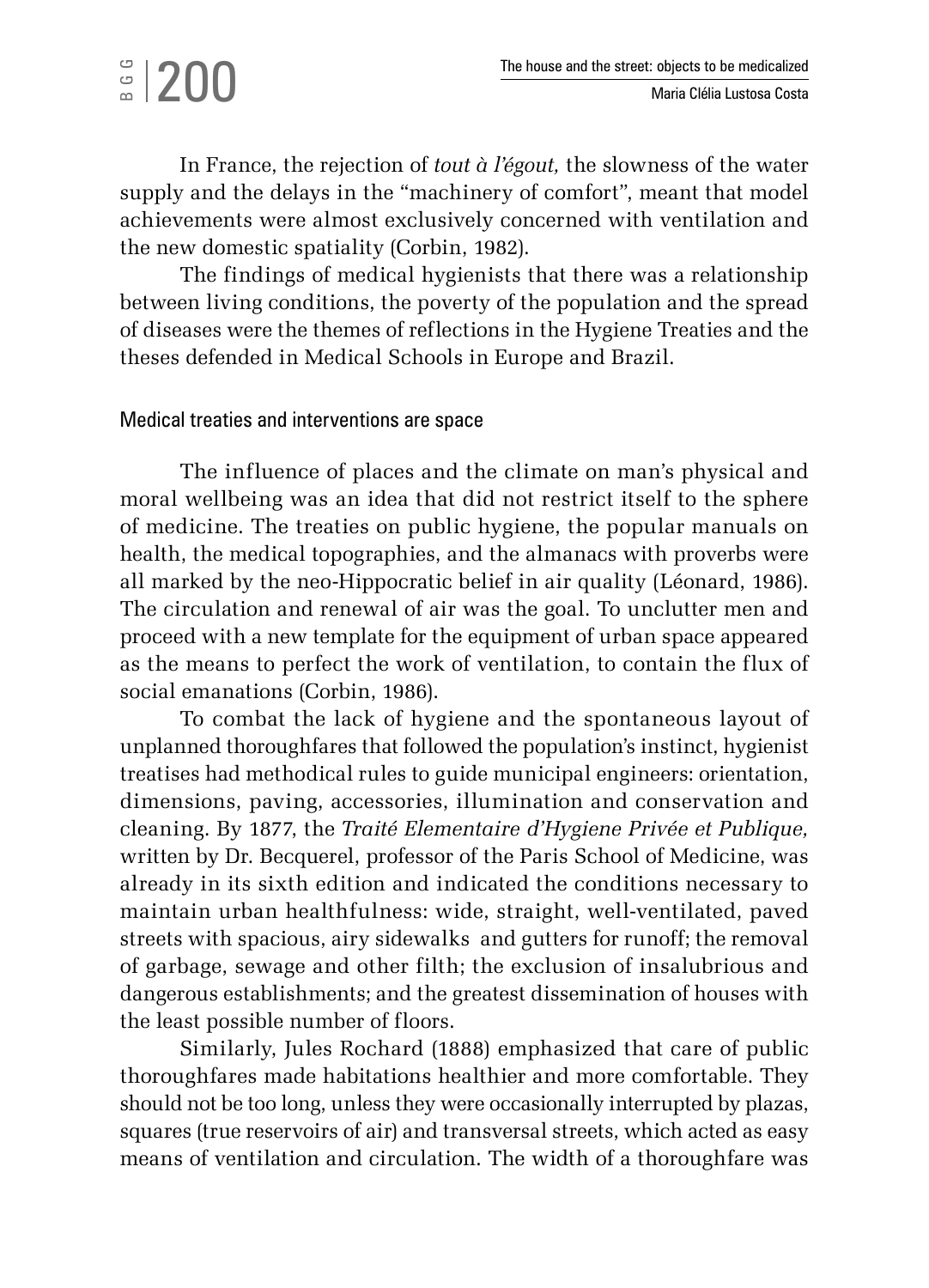In France, the rejection of *tout à l'égout,* the slowness of the water supply and the delays in the "machinery of comfort", meant that model achievements were almost exclusively concerned with ventilation and the new domestic spatiality (Corbin, 1982).

The findings of medical hygienists that there was a relationship between living conditions, the poverty of the population and the spread of diseases were the themes of reflections in the Hygiene Treaties and the theses defended in Medical Schools in Europe and Brazil.

## Medical treaties and interventions are space

The influence of places and the climate on man's physical and moral wellbeing was an idea that did not restrict itself to the sphere of medicine. The treaties on public hygiene, the popular manuals on health, the medical topographies, and the almanacs with proverbs were all marked by the neo-Hippocratic belief in air quality (Léonard, 1986). The circulation and renewal of air was the goal. To unclutter men and proceed with a new template for the equipment of urban space appeared as the means to perfect the work of ventilation, to contain the flux of social emanations (Corbin, 1986).

To combat the lack of hygiene and the spontaneous layout of unplanned thoroughfares that followed the population's instinct, hygienist treatises had methodical rules to guide municipal engineers: orientation, dimensions, paving, accessories, illumination and conservation and cleaning. By 1877, the *Traité Elementaire d'Hygiene Privée et Publique,* written by Dr. Becquerel, professor of the Paris School of Medicine, was already in its sixth edition and indicated the conditions necessary to maintain urban healthfulness: wide, straight, well-ventilated, paved streets with spacious, airy sidewalks and gutters for runoff; the removal of garbage, sewage and other filth; the exclusion of insalubrious and dangerous establishments; and the greatest dissemination of houses with the least possible number of floors.

Similarly, Jules Rochard (1888) emphasized that care of public thoroughfares made habitations healthier and more comfortable. They should not be too long, unless they were occasionally interrupted by plazas, squares (true reservoirs of air) and transversal streets, which acted as easy means of ventilation and circulation. The width of a thoroughfare was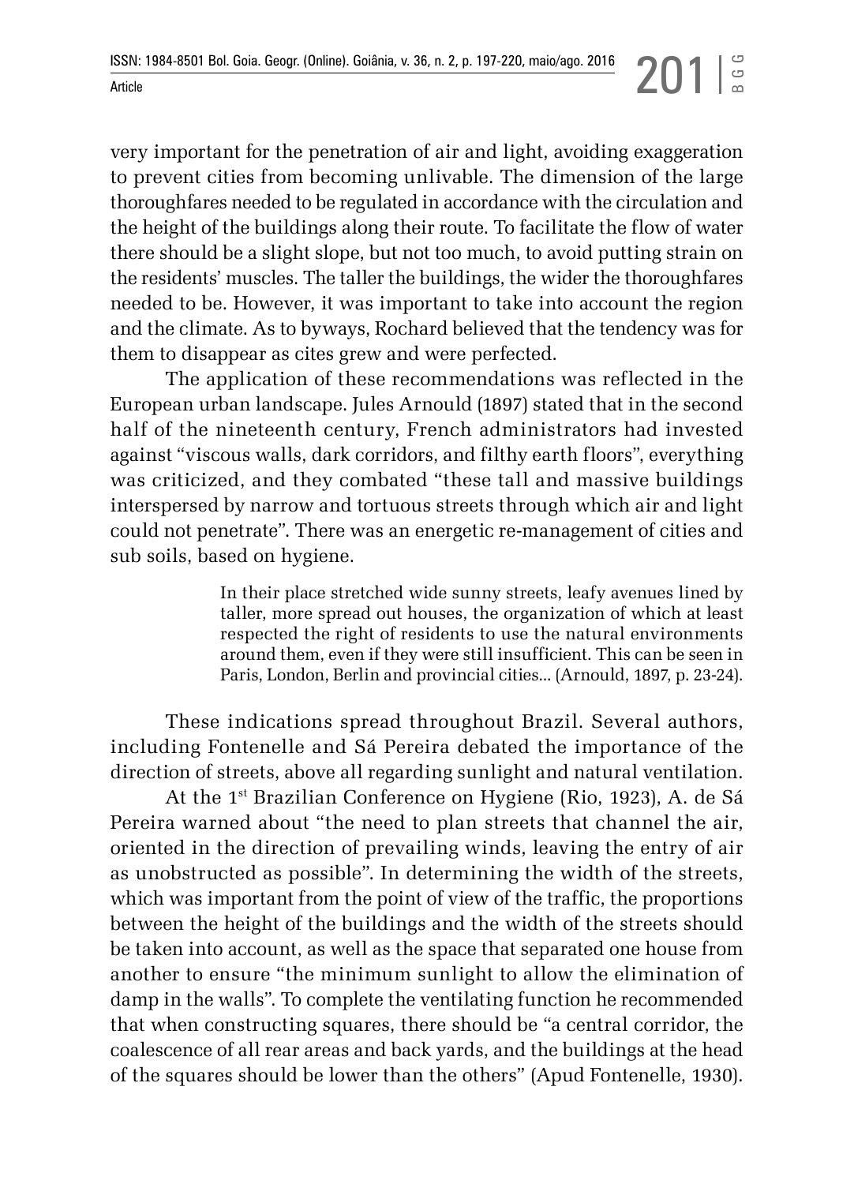very important for the penetration of air and light, avoiding exaggeration to prevent cities from becoming unlivable. The dimension of the large thoroughfares needed to be regulated in accordance with the circulation and the height of the buildings along their route. To facilitate the flow of water there should be a slight slope, but not too much, to avoid putting strain on the residents' muscles. The taller the buildings, the wider the thoroughfares needed to be. However, it was important to take into account the region and the climate. As to byways, Rochard believed that the tendency was for them to disappear as cites grew and were perfected.

The application of these recommendations was reflected in the European urban landscape. Jules Arnould (1897) stated that in the second half of the nineteenth century, French administrators had invested against "viscous walls, dark corridors, and filthy earth floors", everything was criticized, and they combated "these tall and massive buildings interspersed by narrow and tortuous streets through which air and light could not penetrate". There was an energetic re-management of cities and sub soils, based on hygiene.

> In their place stretched wide sunny streets, leafy avenues lined by taller, more spread out houses, the organization of which at least respected the right of residents to use the natural environments around them, even if they were still insufficient. This can be seen in Paris, London, Berlin and provincial cities... (Arnould, 1897, p. 23-24).

These indications spread throughout Brazil. Several authors, including Fontenelle and Sá Pereira debated the importance of the direction of streets, above all regarding sunlight and natural ventilation.

At the 1st Brazilian Conference on Hygiene (Rio, 1923), A. de Sá Pereira warned about "the need to plan streets that channel the air, oriented in the direction of prevailing winds, leaving the entry of air as unobstructed as possible". In determining the width of the streets, which was important from the point of view of the traffic, the proportions between the height of the buildings and the width of the streets should be taken into account, as well as the space that separated one house from another to ensure "the minimum sunlight to allow the elimination of damp in the walls". To complete the ventilating function he recommended that when constructing squares, there should be "a central corridor, the coalescence of all rear areas and back yards, and the buildings at the head of the squares should be lower than the others" (Apud Fontenelle, 1930).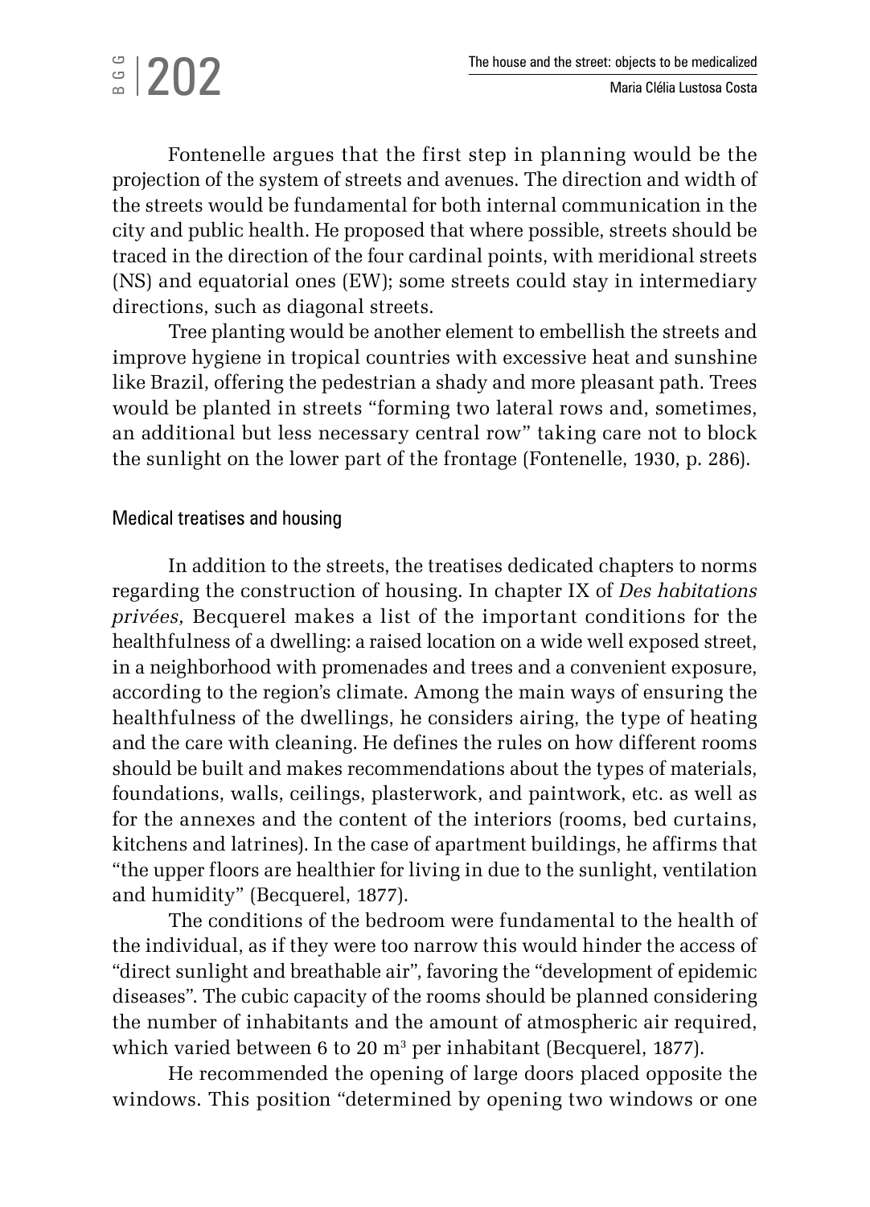Fontenelle argues that the first step in planning would be the projection of the system of streets and avenues. The direction and width of the streets would be fundamental for both internal communication in the city and public health. He proposed that where possible, streets should be traced in the direction of the four cardinal points, with meridional streets (NS) and equatorial ones (EW); some streets could stay in intermediary directions, such as diagonal streets.

Tree planting would be another element to embellish the streets and improve hygiene in tropical countries with excessive heat and sunshine like Brazil, offering the pedestrian a shady and more pleasant path. Trees would be planted in streets "forming two lateral rows and, sometimes, an additional but less necessary central row" taking care not to block the sunlight on the lower part of the frontage (Fontenelle, 1930, p. 286).

## Medical treatises and housing

In addition to the streets, the treatises dedicated chapters to norms regarding the construction of housing. In chapter IX of *Des habitations privées,* Becquerel makes a list of the important conditions for the healthfulness of a dwelling: a raised location on a wide well exposed street, in a neighborhood with promenades and trees and a convenient exposure, according to the region's climate. Among the main ways of ensuring the healthfulness of the dwellings, he considers airing, the type of heating and the care with cleaning. He defines the rules on how different rooms should be built and makes recommendations about the types of materials, foundations, walls, ceilings, plasterwork, and paintwork, etc. as well as for the annexes and the content of the interiors (rooms, bed curtains, kitchens and latrines). In the case of apartment buildings, he affirms that "the upper floors are healthier for living in due to the sunlight, ventilation and humidity" (Becquerel, 1877).

The conditions of the bedroom were fundamental to the health of the individual, as if they were too narrow this would hinder the access of "direct sunlight and breathable air", favoring the "development of epidemic diseases". The cubic capacity of the rooms should be planned considering the number of inhabitants and the amount of atmospheric air required, which varied between 6 to 20 $m^3$ per inhabitant (Becquerel, 1877).

He recommended the opening of large doors placed opposite the windows. This position "determined by opening two windows or one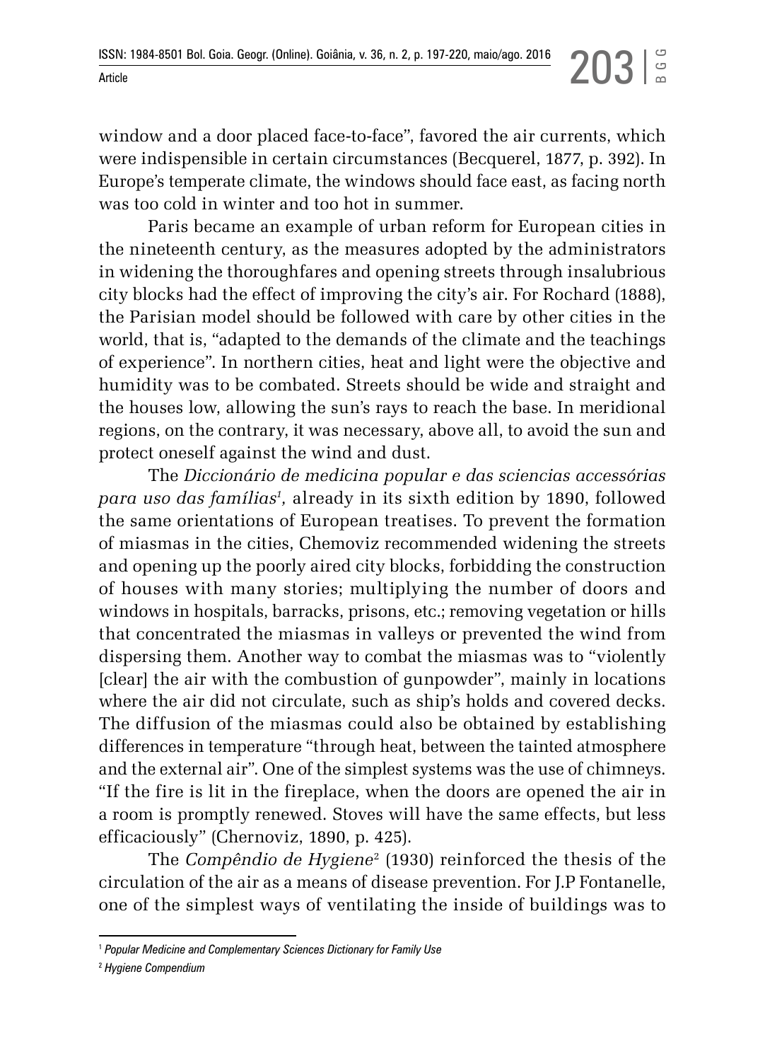window and a door placed face-to-face", favored the air currents, which were indispensible in certain circumstances (Becquerel, 1877, p. 392). In Europe's temperate climate, the windows should face east, as facing north was too cold in winter and too hot in summer.

Paris became an example of urban reform for European cities in the nineteenth century, as the measures adopted by the administrators in widening the thoroughfares and opening streets through insalubrious city blocks had the effect of improving the city's air. For Rochard (1888), the Parisian model should be followed with care by other cities in the world, that is, "adapted to the demands of the climate and the teachings of experience". In northern cities, heat and light were the objective and humidity was to be combated. Streets should be wide and straight and the houses low, allowing the sun's rays to reach the base. In meridional regions, on the contrary, it was necessary, above all, to avoid the sun and protect oneself against the wind and dust.

The *Diccionário de medicina popular e das sciencias accessórias para uso das famílias*[1], already in its sixth edition by 1890, followed the same orientations of European treatises. To prevent the formation of miasmas in the cities, Chemoviz recommended widening the streets and opening up the poorly aired city blocks, forbidding the construction of houses with many stories; multiplying the number of doors and windows in hospitals, barracks, prisons, etc.; removing vegetation or hills that concentrated the miasmas in valleys or prevented the wind from dispersing them. Another way to combat the miasmas was to "violently [clear] the air with the combustion of gunpowder", mainly in locations where the air did not circulate, such as ship's holds and covered decks. The diffusion of the miasmas could also be obtained by establishing differences in temperature "through heat, between the tainted atmosphere and the external air". One of the simplest systems was the use of chimneys. "If the fire is lit in the fireplace, when the doors are opened the air in a room is promptly renewed. Stoves will have the same effects, but less efficaciously" (Chernoviz, 1890, p. 425).

The *Compêndio de Hygiene*[2] (1930) reinforced the thesis of the circulation of the air as a means of disease prevention. For J.P Fontanelle, one of the simplest ways of ventilating the inside of buildings was to

[1] *Popular Medicine and Complementary Sciences Dictionary for Family Use*

[2] *Hygiene Compendium*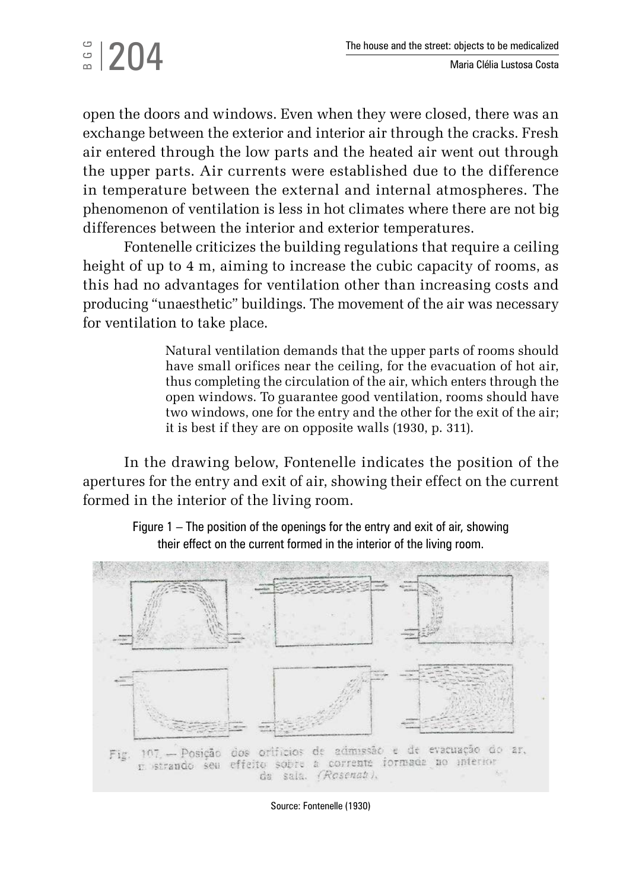open the doors and windows. Even when they were closed, there was an exchange between the exterior and interior air through the cracks. Fresh air entered through the low parts and the heated air went out through the upper parts. Air currents were established due to the difference in temperature between the external and internal atmospheres. The phenomenon of ventilation is less in hot climates where there are not big differences between the interior and exterior temperatures.

Fontenelle criticizes the building regulations that require a ceiling height of up to 4 m, aiming to increase the cubic capacity of rooms, as this had no advantages for ventilation other than increasing costs and producing "unaesthetic" buildings. The movement of the air was necessary for ventilation to take place.

> Natural ventilation demands that the upper parts of rooms should have small orifices near the ceiling, for the evacuation of hot air, thus completing the circulation of the air, which enters through the open windows. To guarantee good ventilation, rooms should have two windows, one for the entry and the other for the exit of the air; it is best if they are on opposite walls (1930, p. 311).

In the drawing below, Fontenelle indicates the position of the apertures for the entry and exit of air, showing their effect on the current formed in the interior of the living room.

Figure 1 – The position of the openings for the entry and exit of air, showing their effect on the current formed in the interior of the living room.

Fig. 107. — Posição dos orificios de admissão e de evacuação do ar, mostrando seu effeito sobre a corrente formada no interior da sala. (Rosenau).

Source: Fontenelle (1930)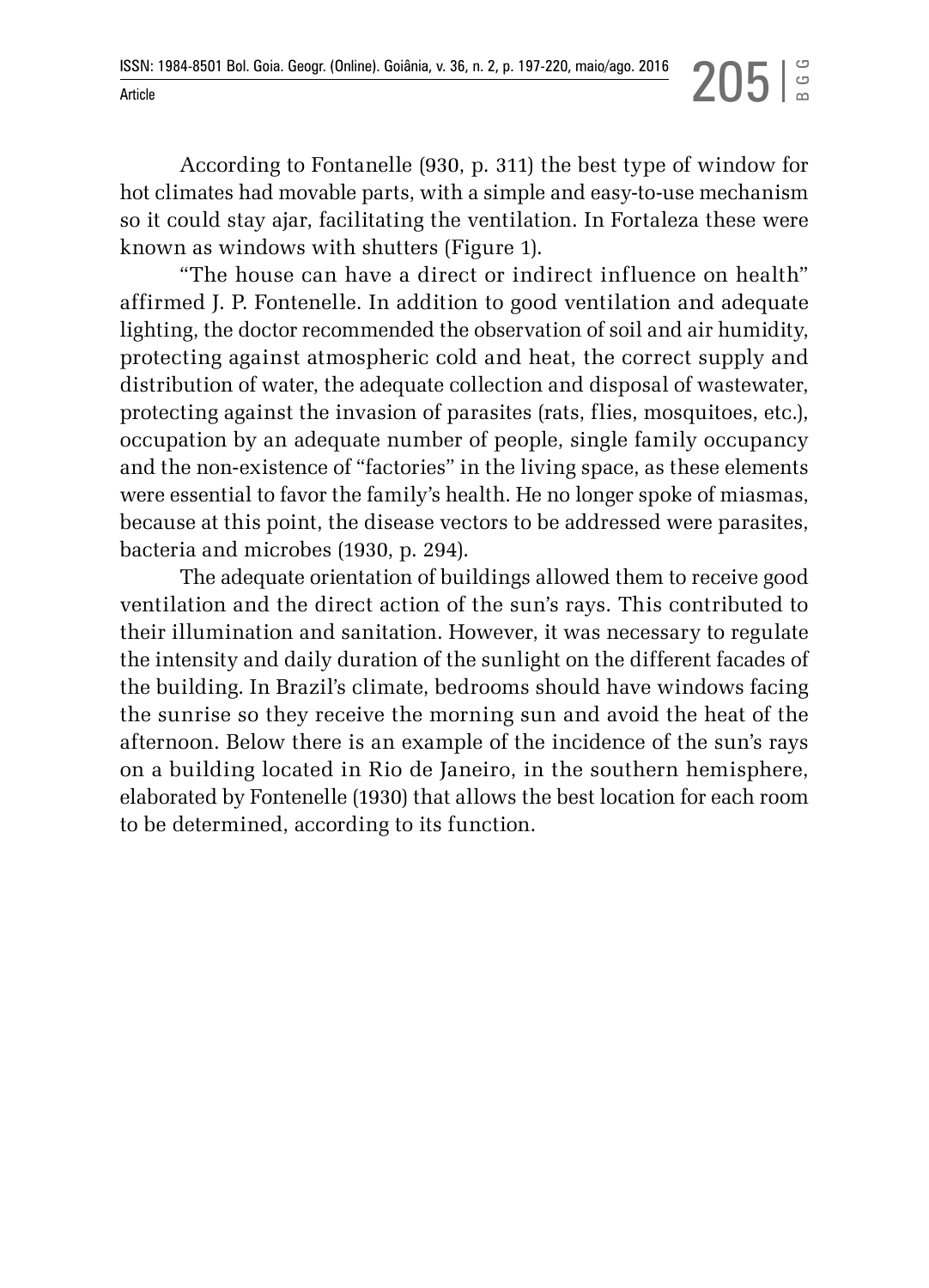According to Fontanelle (930, p. 311) the best type of window for hot climates had movable parts, with a simple and easy-to-use mechanism so it could stay ajar, facilitating the ventilation. In Fortaleza these were known as windows with shutters (Figure 1).

"The house can have a direct or indirect influence on health" affirmed J. P. Fontenelle. In addition to good ventilation and adequate lighting, the doctor recommended the observation of soil and air humidity, protecting against atmospheric cold and heat, the correct supply and distribution of water, the adequate collection and disposal of wastewater, protecting against the invasion of parasites (rats, flies, mosquitoes, etc.), occupation by an adequate number of people, single family occupancy and the non-existence of "factories" in the living space, as these elements were essential to favor the family's health. He no longer spoke of miasmas, because at this point, the disease vectors to be addressed were parasites, bacteria and microbes (1930, p. 294).

The adequate orientation of buildings allowed them to receive good ventilation and the direct action of the sun's rays. This contributed to their illumination and sanitation. However, it was necessary to regulate the intensity and daily duration of the sunlight on the different facades of the building. In Brazil's climate, bedrooms should have windows facing the sunrise so they receive the morning sun and avoid the heat of the afternoon. Below there is an example of the incidence of the sun's rays on a building located in Rio de Janeiro, in the southern hemisphere, elaborated by Fontenelle (1930) that allows the best location for each room to be determined, according to its function.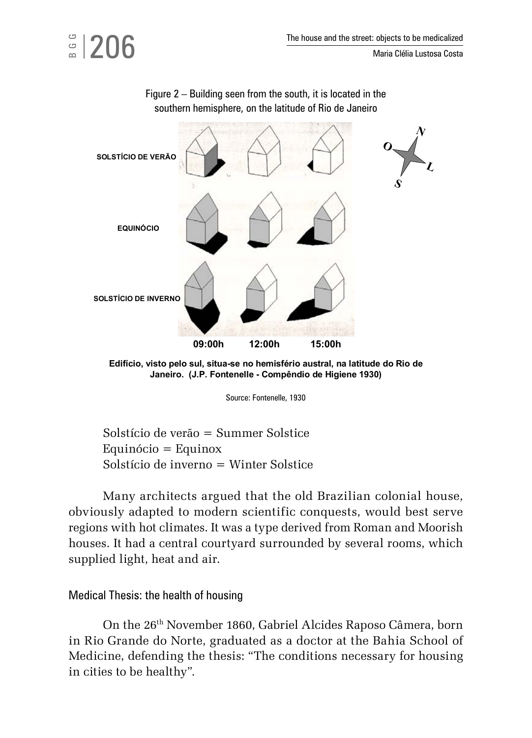Figure 2 – Building seen from the south, it is located in the southern hemisphere, on the latitude of Rio de Janeiro

SOLSTÍCIO DE VERÃO

EQUINÓCIO

SOLSTÍCIO DE INVERNO

09:00h 12:00h 15:00h

N
O
L
S

**Edifício, visto pelo sul, situa-se no hemisfério austral, na latitude do Rio de Janeiro. (J.P. Fontenelle - Compêndio de Higiene 1930)**

Source: Fontenelle, 1930

Solstício de verão = Summer Solstice
Equinócio = Equinox
Solstício de inverno = Winter Solstice

Many architects argued that the old Brazilian colonial house, obviously adapted to modern scientific conquests, would best serve regions with hot climates. It was a type derived from Roman and Moorish houses. It had a central courtyard surrounded by several rooms, which supplied light, heat and air.

## Medical Thesis: the health of housing

On the 26th November 1860, Gabriel Alcides Raposo Câmera, born in Rio Grande do Norte, graduated as a doctor at the Bahia School of Medicine, defending the thesis: "The conditions necessary for housing in cities to be healthy".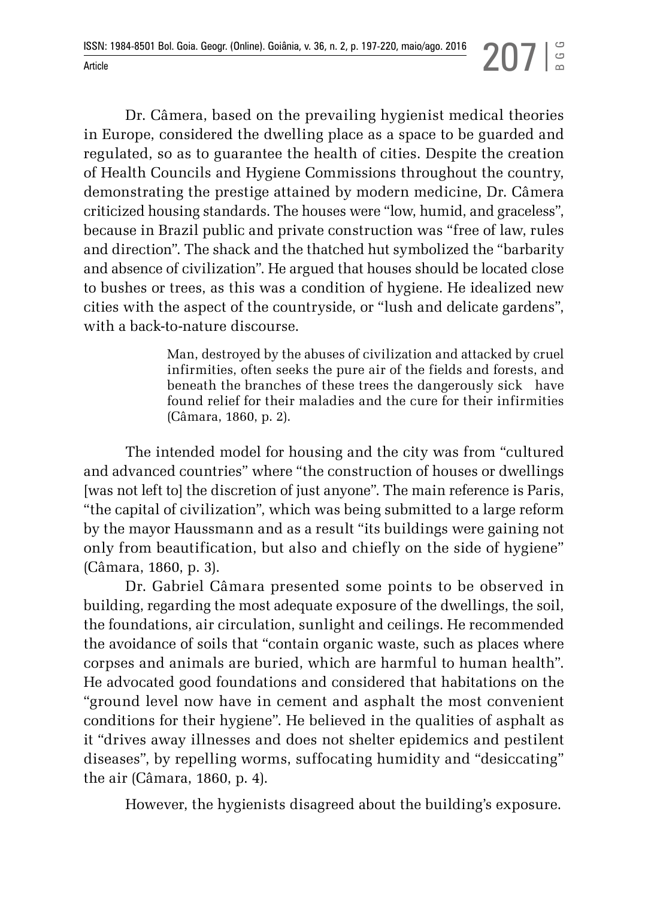Dr. Câmera, based on the prevailing hygienist medical theories in Europe, considered the dwelling place as a space to be guarded and regulated, so as to guarantee the health of cities. Despite the creation of Health Councils and Hygiene Commissions throughout the country, demonstrating the prestige attained by modern medicine, Dr. Câmera criticized housing standards. The houses were "low, humid, and graceless", because in Brazil public and private construction was "free of law, rules and direction". The shack and the thatched hut symbolized the "barbarity and absence of civilization". He argued that houses should be located close to bushes or trees, as this was a condition of hygiene. He idealized new cities with the aspect of the countryside, or "lush and delicate gardens", with a back-to-nature discourse.

> Man, destroyed by the abuses of civilization and attacked by cruel infirmities, often seeks the pure air of the fields and forests, and beneath the branches of these trees the dangerously sick have found relief for their maladies and the cure for their infirmities (Câmara, 1860, p. 2).

The intended model for housing and the city was from "cultured and advanced countries" where "the construction of houses or dwellings [was not left to] the discretion of just anyone". The main reference is Paris, "the capital of civilization", which was being submitted to a large reform by the mayor Haussmann and as a result "its buildings were gaining not only from beautification, but also and chiefly on the side of hygiene" (Câmara, 1860, p. 3).

Dr. Gabriel Câmara presented some points to be observed in building, regarding the most adequate exposure of the dwellings, the soil, the foundations, air circulation, sunlight and ceilings. He recommended the avoidance of soils that "contain organic waste, such as places where corpses and animals are buried, which are harmful to human health". He advocated good foundations and considered that habitations on the "ground level now have in cement and asphalt the most convenient conditions for their hygiene". He believed in the qualities of asphalt as it "drives away illnesses and does not shelter epidemics and pestilent diseases", by repelling worms, suffocating humidity and "desiccating" the air (Câmara, 1860, p. 4).

However, the hygienists disagreed about the building's exposure.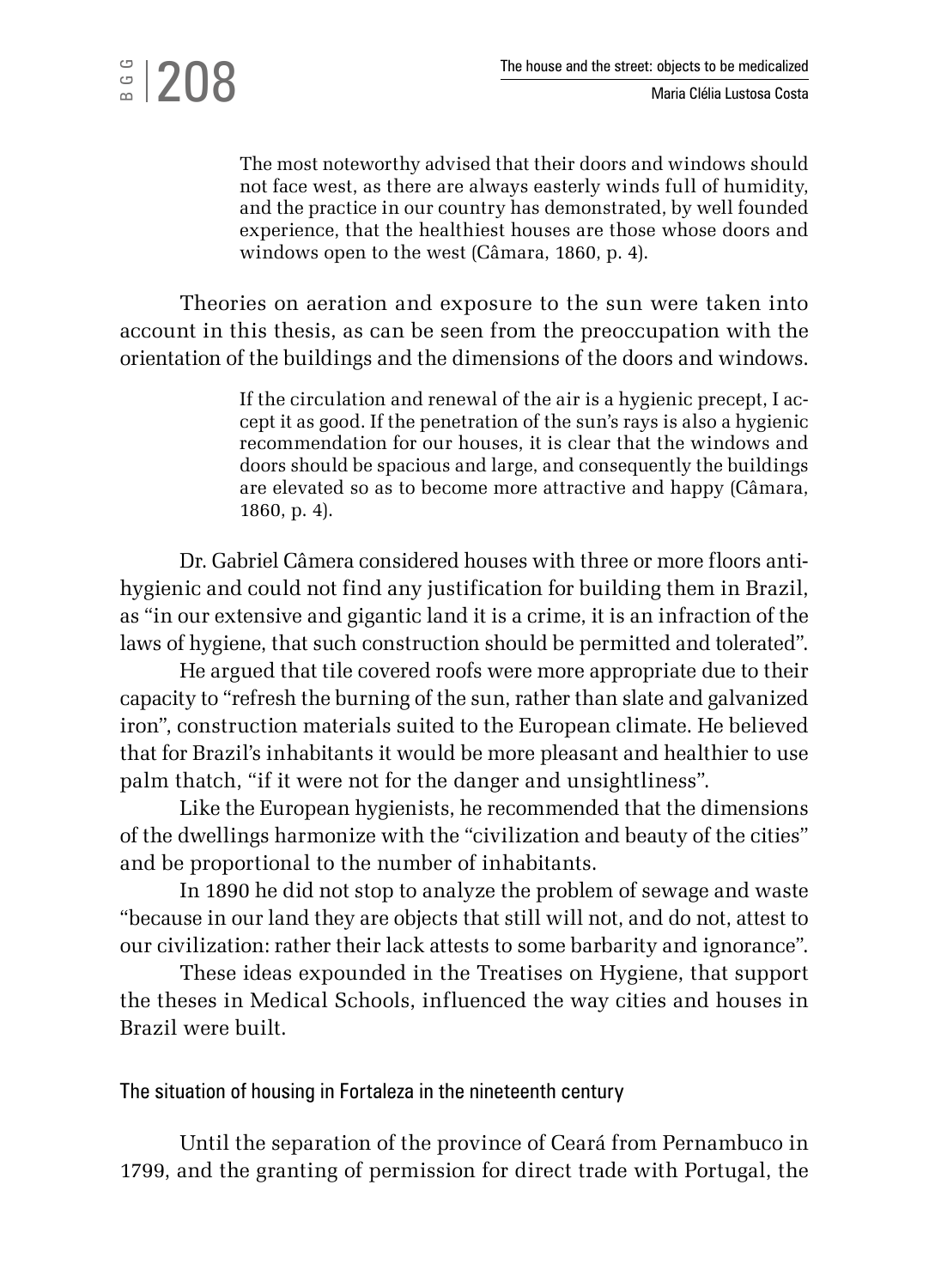> The most noteworthy advised that their doors and windows should not face west, as there are always easterly winds full of humidity, and the practice in our country has demonstrated, by well founded experience, that the healthiest houses are those whose doors and windows open to the west (Câmara, 1860, p. 4).

Theories on aeration and exposure to the sun were taken into account in this thesis, as can be seen from the preoccupation with the orientation of the buildings and the dimensions of the doors and windows.

> If the circulation and renewal of the air is a hygienic precept, I accept it as good. If the penetration of the sun's rays is also a hygienic recommendation for our houses, it is clear that the windows and doors should be spacious and large, and consequently the buildings are elevated so as to become more attractive and happy (Câmara, 1860, p. 4).

Dr. Gabriel Câmera considered houses with three or more floors anti-hygienic and could not find any justification for building them in Brazil, as "in our extensive and gigantic land it is a crime, it is an infraction of the laws of hygiene, that such construction should be permitted and tolerated".

He argued that tile covered roofs were more appropriate due to their capacity to "refresh the burning of the sun, rather than slate and galvanized iron", construction materials suited to the European climate. He believed that for Brazil's inhabitants it would be more pleasant and healthier to use palm thatch, "if it were not for the danger and unsightliness".

Like the European hygienists, he recommended that the dimensions of the dwellings harmonize with the "civilization and beauty of the cities" and be proportional to the number of inhabitants.

In 1890 he did not stop to analyze the problem of sewage and waste "because in our land they are objects that still will not, and do not, attest to our civilization: rather their lack attests to some barbarity and ignorance".

These ideas expounded in the Treatises on Hygiene, that support the theses in Medical Schools, influenced the way cities and houses in Brazil were built.

## The situation of housing in Fortaleza in the nineteenth century

Until the separation of the province of Ceará from Pernambuco in 1799, and the granting of permission for direct trade with Portugal, the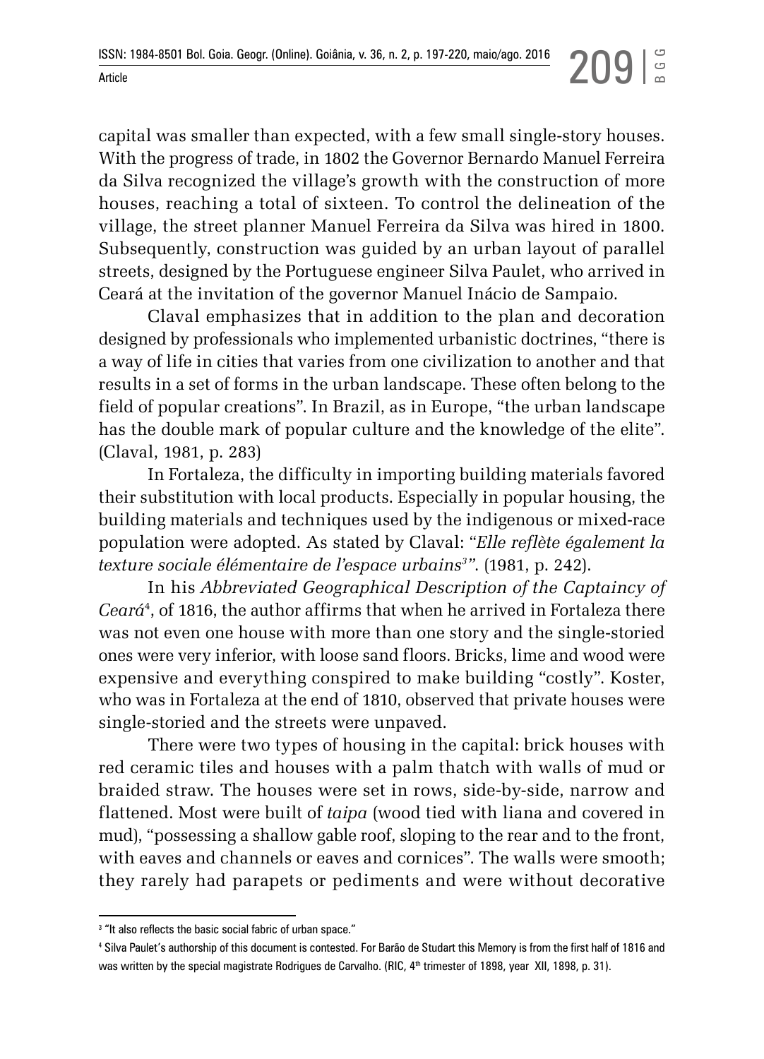capital was smaller than expected, with a few small single-story houses. With the progress of trade, in 1802 the Governor Bernardo Manuel Ferreira da Silva recognized the village's growth with the construction of more houses, reaching a total of sixteen. To control the delineation of the village, the street planner Manuel Ferreira da Silva was hired in 1800. Subsequently, construction was guided by an urban layout of parallel streets, designed by the Portuguese engineer Silva Paulet, who arrived in Ceará at the invitation of the governor Manuel Inácio de Sampaio.

Claval emphasizes that in addition to the plan and decoration designed by professionals who implemented urbanistic doctrines, "there is a way of life in cities that varies from one civilization to another and that results in a set of forms in the urban landscape. These often belong to the field of popular creations". In Brazil, as in Europe, "the urban landscape has the double mark of popular culture and the knowledge of the elite". (Claval, 1981, p. 283)

In Fortaleza, the difficulty in importing building materials favored their substitution with local products. Especially in popular housing, the building materials and techniques used by the indigenous or mixed-race population were adopted. As stated by Claval: "*Elle reflète également la texture sociale élémentaire de l'espace urbains*[3]". (1981, p. 242).

In his *Abbreviated Geographical Description of the Captaincy of Ceará*[4], of 1816, the author affirms that when he arrived in Fortaleza there was not even one house with more than one story and the single-storied ones were very inferior, with loose sand floors. Bricks, lime and wood were expensive and everything conspired to make building "costly". Koster, who was in Fortaleza at the end of 1810, observed that private houses were single-storied and the streets were unpaved.

There were two types of housing in the capital: brick houses with red ceramic tiles and houses with a palm thatch with walls of mud or braided straw. The houses were set in rows, side-by-side, narrow and flattened. Most were built of *taipa* (wood tied with liana and covered in mud), "possessing a shallow gable roof, sloping to the rear and to the front, with eaves and channels or eaves and cornices". The walls were smooth; they rarely had parapets or pediments and were without decorative

[3] "It also reflects the basic social fabric of urban space."

[4] Silva Paulet's authorship of this document is contested. For Barão de Studart this Memory is from the first half of 1816 and was written by the special magistrate Rodrigues de Carvalho. (RIC, 4th trimester of 1898, year XII, 1898, p. 31).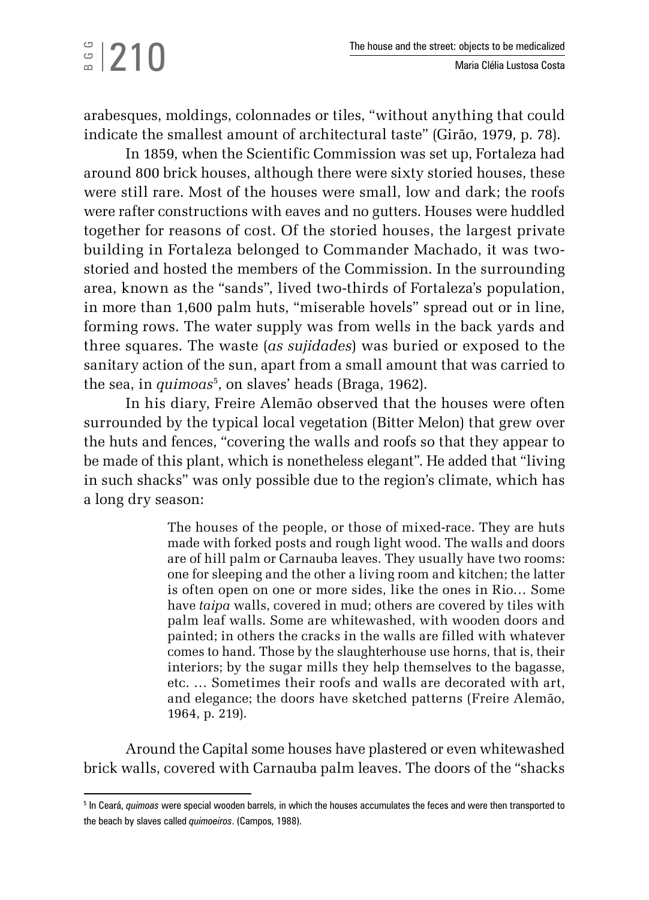arabesques, moldings, colonnades or tiles, "without anything that could indicate the smallest amount of architectural taste" (Girão, 1979, p. 78).

In 1859, when the Scientific Commission was set up, Fortaleza had around 800 brick houses, although there were sixty storied houses, these were still rare. Most of the houses were small, low and dark; the roofs were rafter constructions with eaves and no gutters. Houses were huddled together for reasons of cost. Of the storied houses, the largest private building in Fortaleza belonged to Commander Machado, it was two-storied and hosted the members of the Commission. In the surrounding area, known as the "sands", lived two-thirds of Fortaleza's population, in more than 1,600 palm huts, "miserable hovels" spread out or in line, forming rows. The water supply was from wells in the back yards and three squares. The waste (*as sujidades*) was buried or exposed to the sanitary action of the sun, apart from a small amount that was carried to the sea, in *quimoas*[5], on slaves' heads (Braga, 1962).

In his diary, Freire Alemão observed that the houses were often surrounded by the typical local vegetation (Bitter Melon) that grew over the huts and fences, "covering the walls and roofs so that they appear to be made of this plant, which is nonetheless elegant". He added that "living in such shacks" was only possible due to the region's climate, which has a long dry season:

> The houses of the people, or those of mixed-race. They are huts made with forked posts and rough light wood. The walls and doors are of hill palm or Carnauba leaves. They usually have two rooms: one for sleeping and the other a living room and kitchen; the latter is often open on one or more sides, like the ones in Rio… Some have *taipa* walls, covered in mud; others are covered by tiles with palm leaf walls. Some are whitewashed, with wooden doors and painted; in others the cracks in the walls are filled with whatever comes to hand. Those by the slaughterhouse use horns, that is, their interiors; by the sugar mills they help themselves to the bagasse, etc. … Sometimes their roofs and walls are decorated with art, and elegance; the doors have sketched patterns (Freire Alemão, 1964, p. 219).

Around the Capital some houses have plastered or even whitewashed brick walls, covered with Carnauba palm leaves. The doors of the "shacks

[5] In Ceará, *quimoas* were special wooden barrels, in which the houses accumulates the feces and were then transported to the beach by slaves called *quimoeiros*. (Campos, 1988).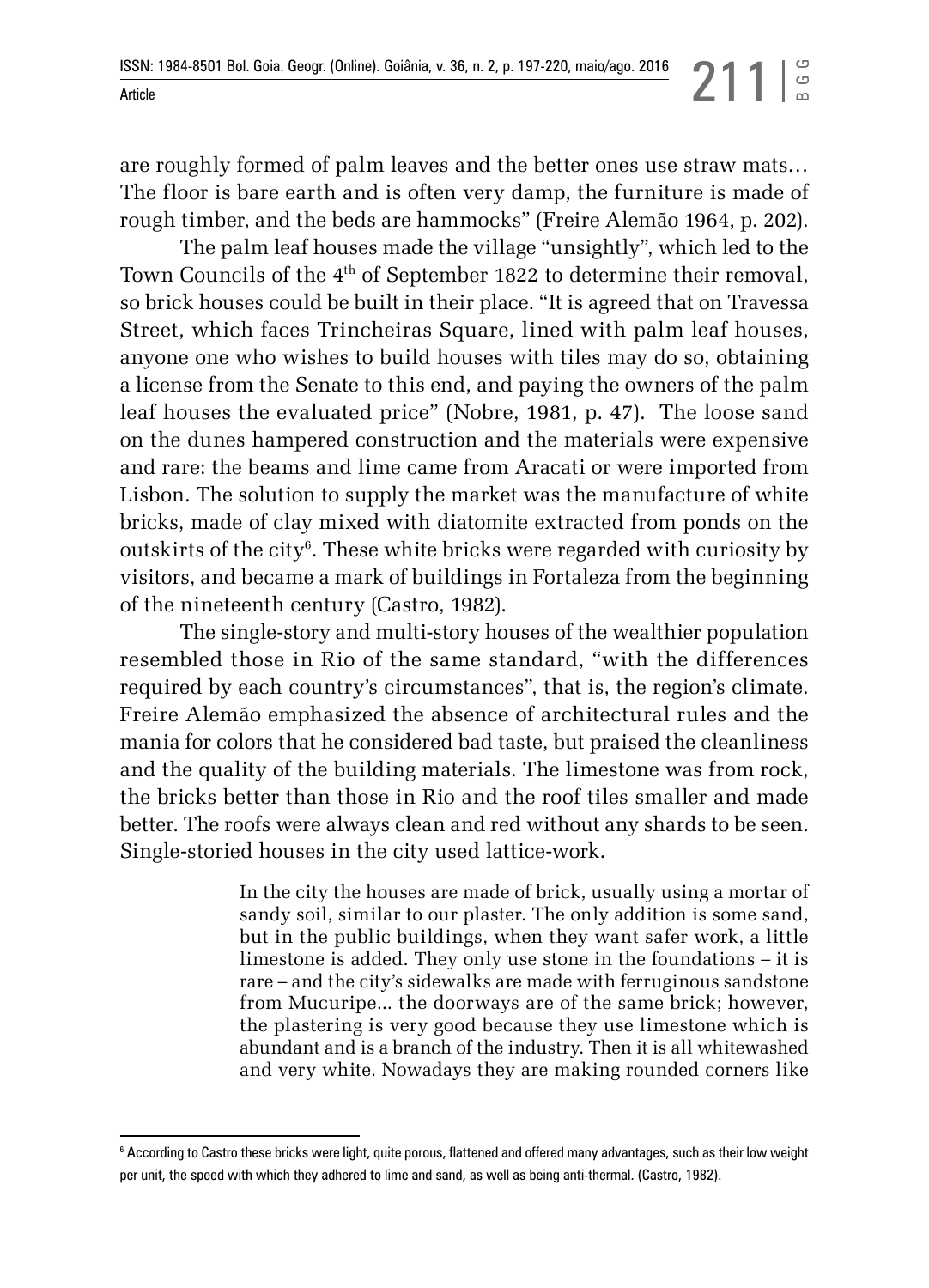are roughly formed of palm leaves and the better ones use straw mats… The floor is bare earth and is often very damp, the furniture is made of rough timber, and the beds are hammocks" (Freire Alemão 1964, p. 202).

The palm leaf houses made the village "unsightly", which led to the Town Councils of the 4th of September 1822 to determine their removal, so brick houses could be built in their place. "It is agreed that on Travessa Street, which faces Trincheiras Square, lined with palm leaf houses, anyone one who wishes to build houses with tiles may do so, obtaining a license from the Senate to this end, and paying the owners of the palm leaf houses the evaluated price" (Nobre, 1981, p. 47). The loose sand on the dunes hampered construction and the materials were expensive and rare: the beams and lime came from Aracati or were imported from Lisbon. The solution to supply the market was the manufacture of white bricks, made of clay mixed with diatomite extracted from ponds on the outskirts of the city[6]. These white bricks were regarded with curiosity by visitors, and became a mark of buildings in Fortaleza from the beginning of the nineteenth century (Castro, 1982).

The single-story and multi-story houses of the wealthier population resembled those in Rio of the same standard, "with the differences required by each country's circumstances", that is, the region's climate. Freire Alemão emphasized the absence of architectural rules and the mania for colors that he considered bad taste, but praised the cleanliness and the quality of the building materials. The limestone was from rock, the bricks better than those in Rio and the roof tiles smaller and made better. The roofs were always clean and red without any shards to be seen. Single-storied houses in the city used lattice-work.

> In the city the houses are made of brick, usually using a mortar of sandy soil, similar to our plaster. The only addition is some sand, but in the public buildings, when they want safer work, a little limestone is added. They only use stone in the foundations – it is rare – and the city's sidewalks are made with ferruginous sandstone from Mucuripe... the doorways are of the same brick; however, the plastering is very good because they use limestone which is abundant and is a branch of the industry. Then it is all whitewashed and very white. Nowadays they are making rounded corners like

[6] According to Castro these bricks were light, quite porous, flattened and offered many advantages, such as their low weight per unit, the speed with which they adhered to lime and sand, as well as being anti-thermal. (Castro, 1982).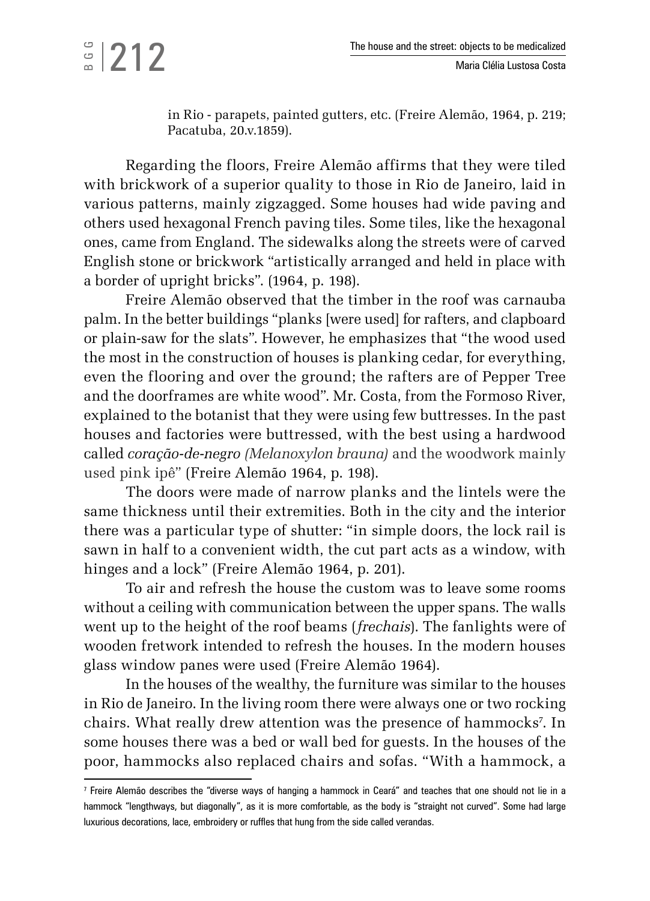in Rio - parapets, painted gutters, etc. (Freire Alemão, 1964, p. 219; Pacatuba, 20.v.1859).

Regarding the floors, Freire Alemão affirms that they were tiled with brickwork of a superior quality to those in Rio de Janeiro, laid in various patterns, mainly zigzagged. Some houses had wide paving and others used hexagonal French paving tiles. Some tiles, like the hexagonal ones, came from England. The sidewalks along the streets were of carved English stone or brickwork "artistically arranged and held in place with a border of upright bricks". (1964, p. 198).

Freire Alemão observed that the timber in the roof was carnauba palm. In the better buildings "planks [were used] for rafters, and clapboard or plain-saw for the slats". However, he emphasizes that "the wood used the most in the construction of houses is planking cedar, for everything, even the flooring and over the ground; the rafters are of Pepper Tree and the doorframes are white wood". Mr. Costa, from the Formoso River, explained to the botanist that they were using few buttresses. In the past houses and factories were buttressed, with the best using a hardwood called *coração-de-negro (Melanoxylon brauna)* and the woodwork mainly used pink ipê" (Freire Alemão 1964, p. 198).

The doors were made of narrow planks and the lintels were the same thickness until their extremities. Both in the city and the interior there was a particular type of shutter: "in simple doors, the lock rail is sawn in half to a convenient width, the cut part acts as a window, with hinges and a lock" (Freire Alemão 1964, p. 201).

To air and refresh the house the custom was to leave some rooms without a ceiling with communication between the upper spans. The walls went up to the height of the roof beams (*frechais*). The fanlights were of wooden fretwork intended to refresh the houses. In the modern houses glass window panes were used (Freire Alemão 1964).

In the houses of the wealthy, the furniture was similar to the houses in Rio de Janeiro. In the living room there were always one or two rocking chairs. What really drew attention was the presence of hammocks[7]. In some houses there was a bed or wall bed for guests. In the houses of the poor, hammocks also replaced chairs and sofas. "With a hammock, a

[7] Freire Alemão describes the "diverse ways of hanging a hammock in Ceará" and teaches that one should not lie in a hammock "lengthways, but diagonally", as it is more comfortable, as the body is "straight not curved". Some had large luxurious decorations, lace, embroidery or ruffles that hung from the side called verandas.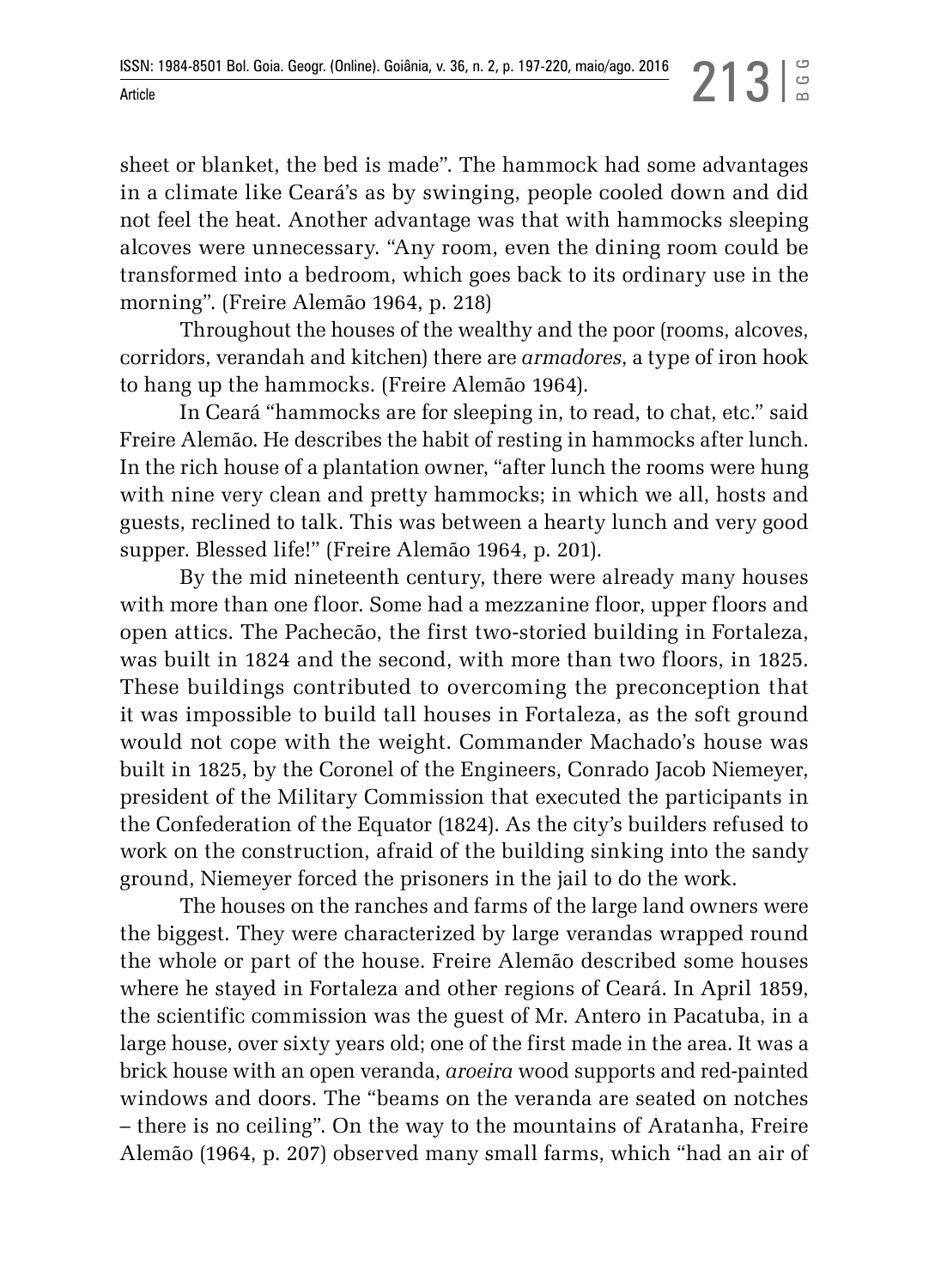sheet or blanket, the bed is made". The hammock had some advantages in a climate like Ceará's as by swinging, people cooled down and did not feel the heat. Another advantage was that with hammocks sleeping alcoves were unnecessary. "Any room, even the dining room could be transformed into a bedroom, which goes back to its ordinary use in the morning". (Freire Alemão 1964, p. 218)

Throughout the houses of the wealthy and the poor (rooms, alcoves, corridors, verandah and kitchen) there are *armadores*, a type of iron hook to hang up the hammocks. (Freire Alemão 1964).

In Ceará "hammocks are for sleeping in, to read, to chat, etc." said Freire Alemão. He describes the habit of resting in hammocks after lunch. In the rich house of a plantation owner, "after lunch the rooms were hung with nine very clean and pretty hammocks; in which we all, hosts and guests, reclined to talk. This was between a hearty lunch and very good supper. Blessed life!" (Freire Alemão 1964, p. 201).

By the mid nineteenth century, there were already many houses with more than one floor. Some had a mezzanine floor, upper floors and open attics. The Pachecão, the first two-storied building in Fortaleza, was built in 1824 and the second, with more than two floors, in 1825. These buildings contributed to overcoming the preconception that it was impossible to build tall houses in Fortaleza, as the soft ground would not cope with the weight. Commander Machado's house was built in 1825, by the Coronel of the Engineers, Conrado Jacob Niemeyer, president of the Military Commission that executed the participants in the Confederation of the Equator (1824). As the city's builders refused to work on the construction, afraid of the building sinking into the sandy ground, Niemeyer forced the prisoners in the jail to do the work.

The houses on the ranches and farms of the large land owners were the biggest. They were characterized by large verandas wrapped round the whole or part of the house. Freire Alemão described some houses where he stayed in Fortaleza and other regions of Ceará. In April 1859, the scientific commission was the guest of Mr. Antero in Pacatuba, in a large house, over sixty years old; one of the first made in the area. It was a brick house with an open veranda, *aroeira* wood supports and red-painted windows and doors. The "beams on the veranda are seated on notches – there is no ceiling". On the way to the mountains of Aratanha, Freire Alemão (1964, p. 207) observed many small farms, which "had an air of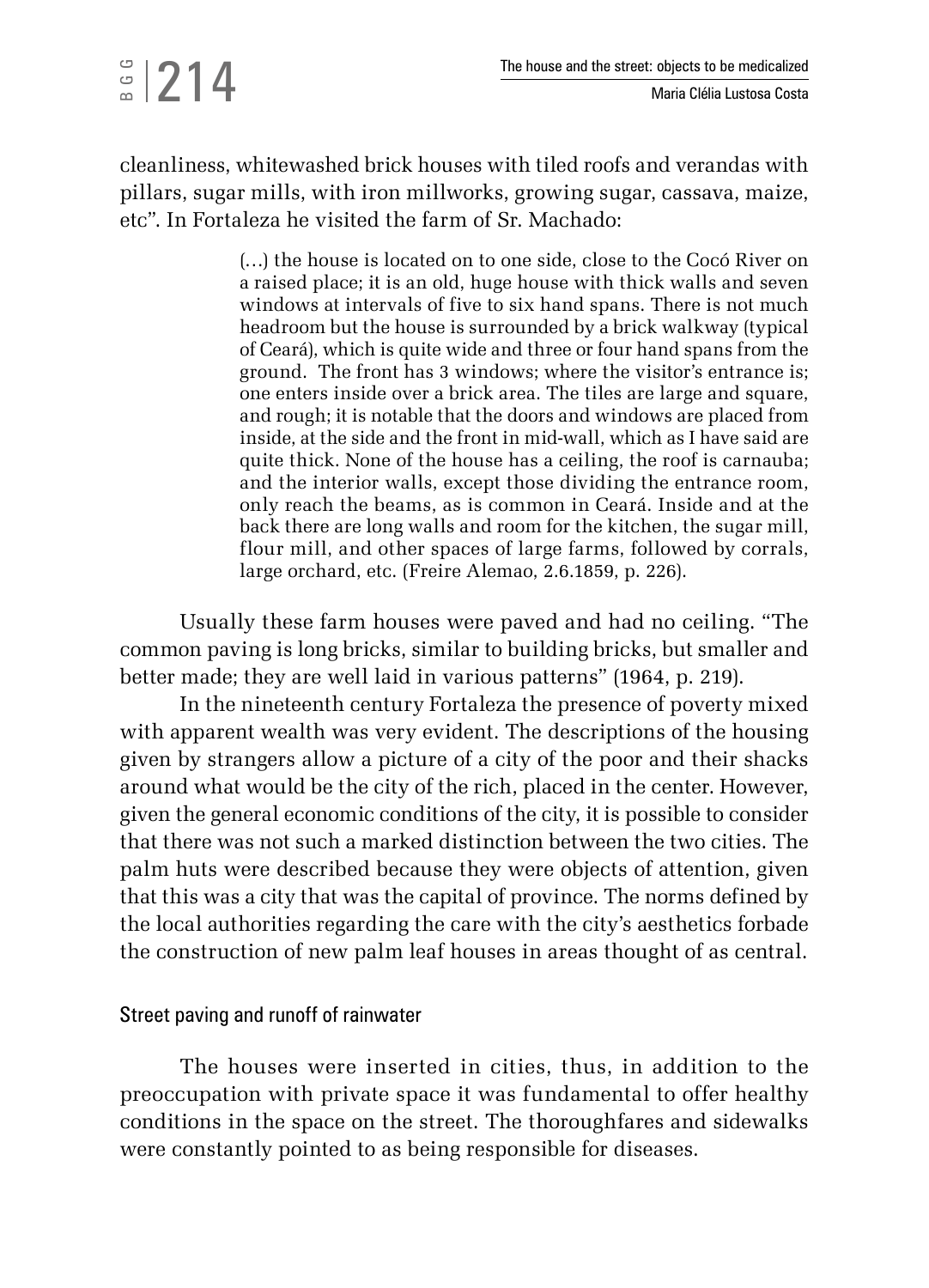cleanliness, whitewashed brick houses with tiled roofs and verandas with pillars, sugar mills, with iron millworks, growing sugar, cassava, maize, etc". In Fortaleza he visited the farm of Sr. Machado:

> (…) the house is located on to one side, close to the Cocó River on a raised place; it is an old, huge house with thick walls and seven windows at intervals of five to six hand spans. There is not much headroom but the house is surrounded by a brick walkway (typical of Ceará), which is quite wide and three or four hand spans from the ground. The front has 3 windows; where the visitor's entrance is; one enters inside over a brick area. The tiles are large and square, and rough; it is notable that the doors and windows are placed from inside, at the side and the front in mid-wall, which as I have said are quite thick. None of the house has a ceiling, the roof is carnauba; and the interior walls, except those dividing the entrance room, only reach the beams, as is common in Ceará. Inside and at the back there are long walls and room for the kitchen, the sugar mill, flour mill, and other spaces of large farms, followed by corrals, large orchard, etc. (Freire Alemao, 2.6.1859, p. 226).

Usually these farm houses were paved and had no ceiling. "The common paving is long bricks, similar to building bricks, but smaller and better made; they are well laid in various patterns" (1964, p. 219).

In the nineteenth century Fortaleza the presence of poverty mixed with apparent wealth was very evident. The descriptions of the housing given by strangers allow a picture of a city of the poor and their shacks around what would be the city of the rich, placed in the center. However, given the general economic conditions of the city, it is possible to consider that there was not such a marked distinction between the two cities. The palm huts were described because they were objects of attention, given that this was a city that was the capital of province. The norms defined by the local authorities regarding the care with the city's aesthetics forbade the construction of new palm leaf houses in areas thought of as central.

### Street paving and runoff of rainwater

The houses were inserted in cities, thus, in addition to the preoccupation with private space it was fundamental to offer healthy conditions in the space on the street. The thoroughfares and sidewalks were constantly pointed to as being responsible for diseases.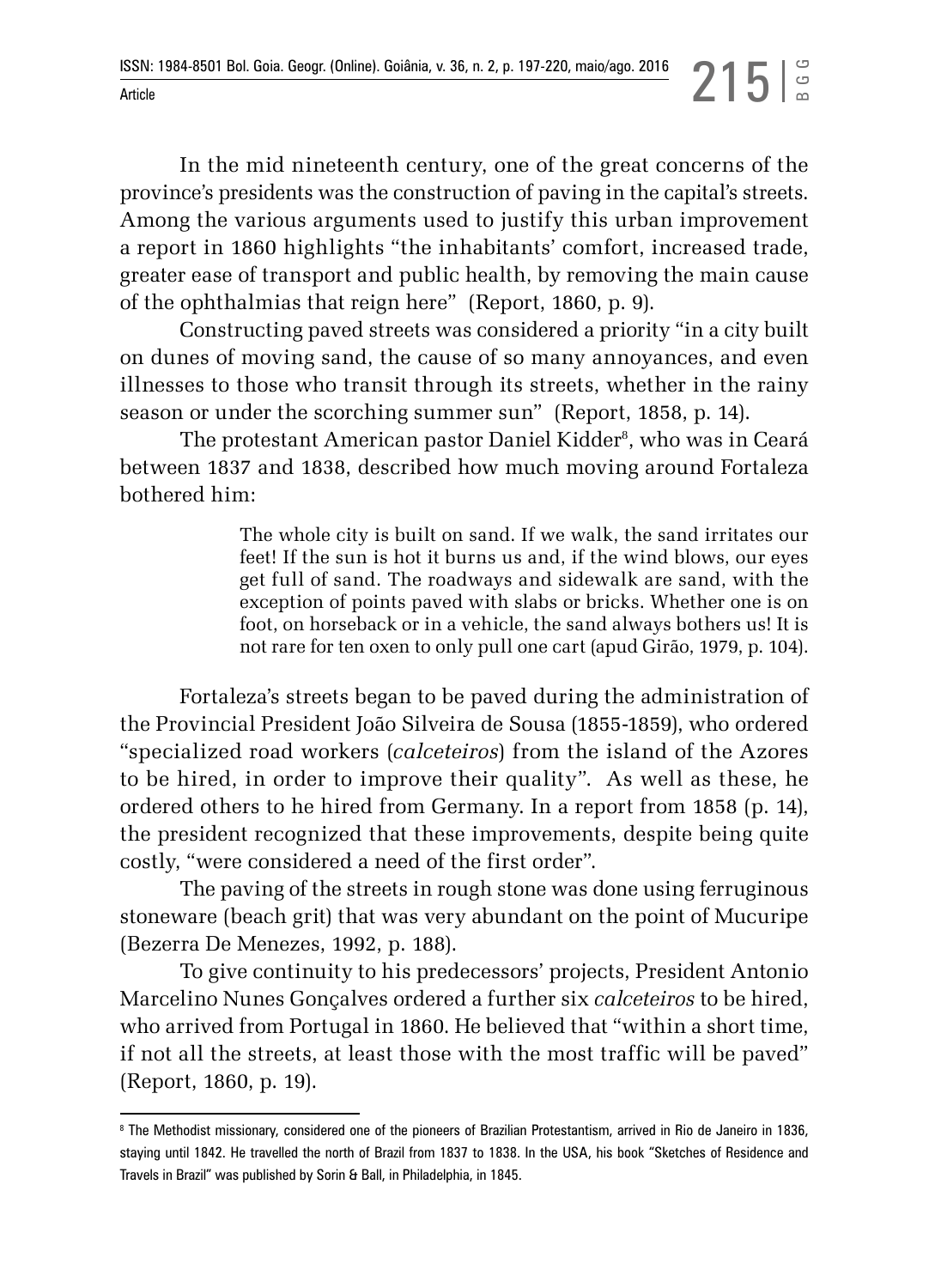In the mid nineteenth century, one of the great concerns of the province's presidents was the construction of paving in the capital's streets. Among the various arguments used to justify this urban improvement a report in 1860 highlights "the inhabitants' comfort, increased trade, greater ease of transport and public health, by removing the main cause of the ophthalmias that reign here" (Report, 1860, p. 9).

Constructing paved streets was considered a priority "in a city built on dunes of moving sand, the cause of so many annoyances, and even illnesses to those who transit through its streets, whether in the rainy season or under the scorching summer sun" (Report, 1858, p. 14).

The protestant American pastor Daniel Kidder[8], who was in Ceará between 1837 and 1838, described how much moving around Fortaleza bothered him:

> The whole city is built on sand. If we walk, the sand irritates our feet! If the sun is hot it burns us and, if the wind blows, our eyes get full of sand. The roadways and sidewalk are sand, with the exception of points paved with slabs or bricks. Whether one is on foot, on horseback or in a vehicle, the sand always bothers us! It is not rare for ten oxen to only pull one cart (apud Girão, 1979, p. 104).

Fortaleza's streets began to be paved during the administration of the Provincial President João Silveira de Sousa (1855-1859), who ordered "specialized road workers (*calceteiros*) from the island of the Azores to be hired, in order to improve their quality". As well as these, he ordered others to he hired from Germany. In a report from 1858 (p. 14), the president recognized that these improvements, despite being quite costly, "were considered a need of the first order".

The paving of the streets in rough stone was done using ferruginous stoneware (beach grit) that was very abundant on the point of Mucuripe (Bezerra De Menezes, 1992, p. 188).

To give continuity to his predecessors' projects, President Antonio Marcelino Nunes Gonçalves ordered a further six *calceteiros* to be hired, who arrived from Portugal in 1860. He believed that "within a short time, if not all the streets, at least those with the most traffic will be paved" (Report, 1860, p. 19).

---

[8] The Methodist missionary, considered one of the pioneers of Brazilian Protestantism, arrived in Rio de Janeiro in 1836, staying until 1842. He travelled the north of Brazil from 1837 to 1838. In the USA, his book "Sketches of Residence and Travels in Brazil" was published by Sorin & Ball, in Philadelphia, in 1845.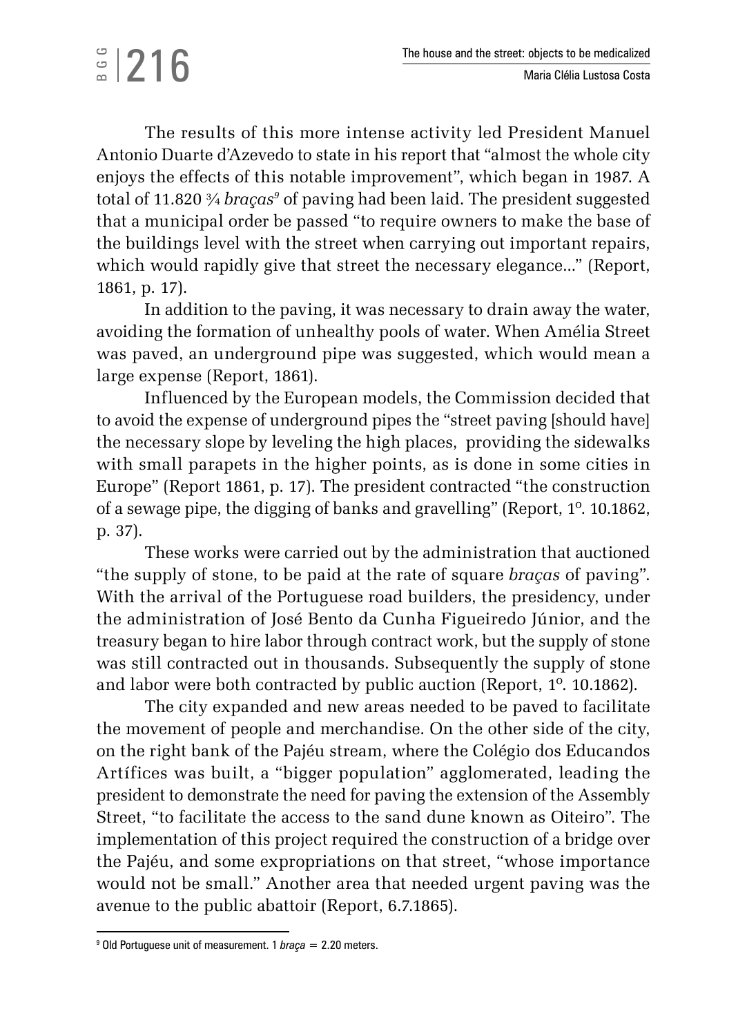The results of this more intense activity led President Manuel Antonio Duarte d'Azevedo to state in his report that "almost the whole city enjoys the effects of this notable improvement", which began in 1987. A total of 11.820 ¾ *braças*[9] of paving had been laid. The president suggested that a municipal order be passed "to require owners to make the base of the buildings level with the street when carrying out important repairs, which would rapidly give that street the necessary elegance..." (Report, 1861, p. 17).

In addition to the paving, it was necessary to drain away the water, avoiding the formation of unhealthy pools of water. When Amélia Street was paved, an underground pipe was suggested, which would mean a large expense (Report, 1861).

Influenced by the European models, the Commission decided that to avoid the expense of underground pipes the "street paving [should have] the necessary slope by leveling the high places, providing the sidewalks with small parapets in the higher points, as is done in some cities in Europe" (Report 1861, p. 17). The president contracted "the construction of a sewage pipe, the digging of banks and gravelling" (Report, 1º. 10.1862, p. 37).

These works were carried out by the administration that auctioned "the supply of stone, to be paid at the rate of square *braças* of paving". With the arrival of the Portuguese road builders, the presidency, under the administration of José Bento da Cunha Figueiredo Júnior, and the treasury began to hire labor through contract work, but the supply of stone was still contracted out in thousands. Subsequently the supply of stone and labor were both contracted by public auction (Report, 1º. 10.1862).

The city expanded and new areas needed to be paved to facilitate the movement of people and merchandise. On the other side of the city, on the right bank of the Pajéu stream, where the Colégio dos Educandos Artífices was built, a "bigger population" agglomerated, leading the president to demonstrate the need for paving the extension of the Assembly Street, "to facilitate the access to the sand dune known as Oiteiro". The implementation of this project required the construction of a bridge over the Pajéu, and some expropriations on that street, "whose importance would not be small." Another area that needed urgent paving was the avenue to the public abattoir (Report, 6.7.1865).

[9] Old Portuguese unit of measurement. 1 *braça* = 2.20 meters.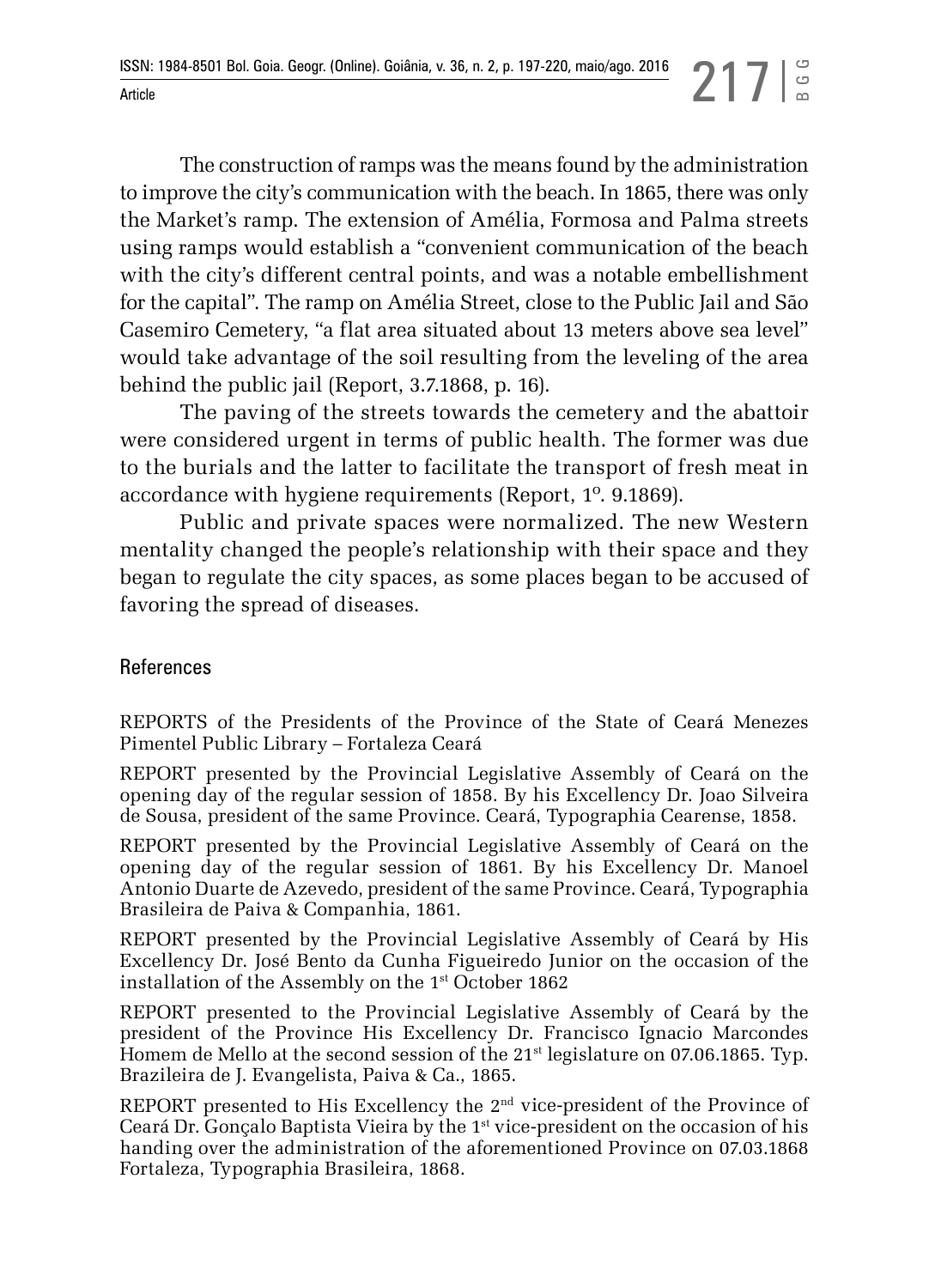The construction of ramps was the means found by the administration to improve the city's communication with the beach. In 1865, there was only the Market's ramp. The extension of Amélia, Formosa and Palma streets using ramps would establish a "convenient communication of the beach with the city's different central points, and was a notable embellishment for the capital". The ramp on Amélia Street, close to the Public Jail and São Casemiro Cemetery, "a flat area situated about 13 meters above sea level" would take advantage of the soil resulting from the leveling of the area behind the public jail (Report, 3.7.1868, p. 16).

The paving of the streets towards the cemetery and the abattoir were considered urgent in terms of public health. The former was due to the burials and the latter to facilitate the transport of fresh meat in accordance with hygiene requirements (Report, 1º. 9.1869).

Public and private spaces were normalized. The new Western mentality changed the people's relationship with their space and they began to regulate the city spaces, as some places began to be accused of favoring the spread of diseases.

## References

REPORTS of the Presidents of the Province of the State of Ceará Menezes Pimentel Public Library – Fortaleza Ceará

REPORT presented by the Provincial Legislative Assembly of Ceará on the opening day of the regular session of 1858. By his Excellency Dr. Joao Silveira de Sousa, president of the same Province. Ceará, Typographia Cearense, 1858.

REPORT presented by the Provincial Legislative Assembly of Ceará on the opening day of the regular session of 1861. By his Excellency Dr. Manoel Antonio Duarte de Azevedo, president of the same Province. Ceará, Typographia Brasileira de Paiva & Companhia, 1861.

REPORT presented by the Provincial Legislative Assembly of Ceará by His Excellency Dr. José Bento da Cunha Figueiredo Junior on the occasion of the installation of the Assembly on the 1st October 1862

REPORT presented to the Provincial Legislative Assembly of Ceará by the president of the Province His Excellency Dr. Francisco Ignacio Marcondes Homem de Mello at the second session of the 21st legislature on 07.06.1865. Typ. Brazileira de J. Evangelista, Paiva & Ca., 1865.

REPORT presented to His Excellency the 2nd vice-president of the Province of Ceará Dr. Gonçalo Baptista Vieira by the 1st vice-president on the occasion of his handing over the administration of the aforementioned Province on 07.03.1868 Fortaleza, Typographia Brasileira, 1868.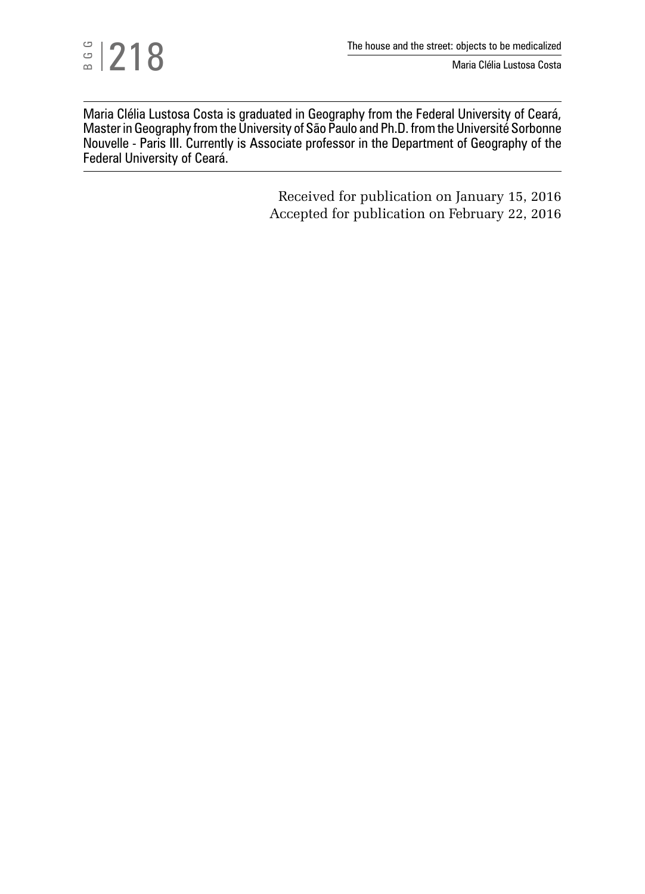Maria Clélia Lustosa Costa is graduated in Geography from the Federal University of Ceará, Master in Geography from the University of São Paulo and Ph.D. from the Université Sorbonne Nouvelle - Paris III. Currently is Associate professor in the Department of Geography of the Federal University of Ceará.

Received for publication on January 15, 2016
Accepted for publication on February 22, 2016